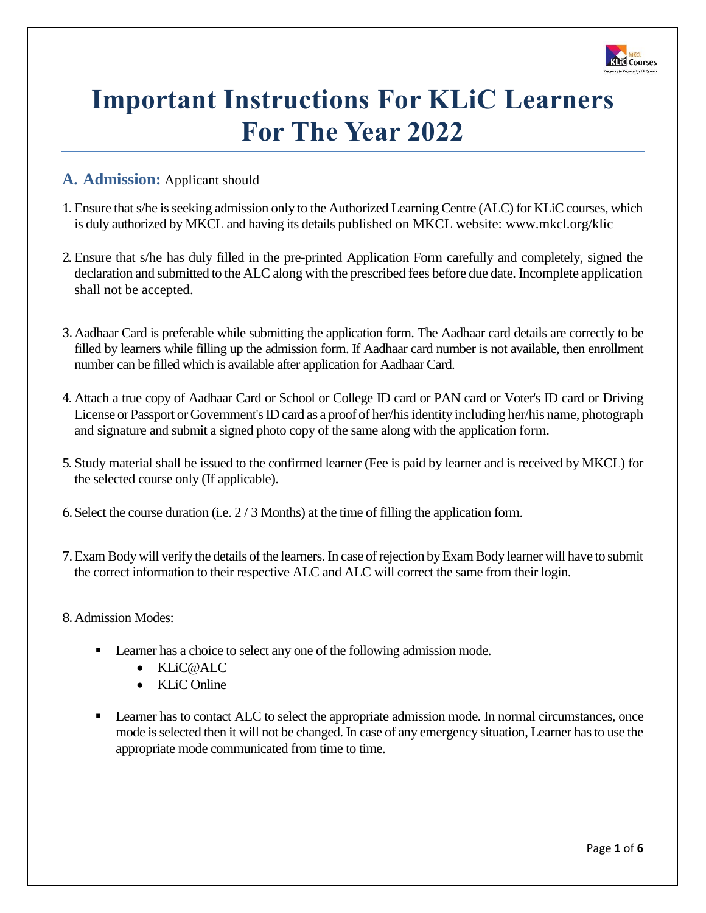# Important Instructions For KLiC Learners For The Year 2022

## A. Admission: Applicant should

1. Ensure that s/he is seeking admission only to the Authorized Learning Centre (ALC) for KLiC courses, which is duly authorized by MKCL and having its details published on MKCL website: www.mkcl.org/klic

2. Ensure that s/he has duly filled in the pre-printed Application Form carefully and completely, signed the declaration and submitted to the ALC along with the prescribed fees before due date. Incomplete application shall not be accepted.

3. Aadhaar Card is preferable while submitting the application form. The Aadhaar card details are correctly to be filled by learners while filling up the admission form. If Aadhaar card number is not available, then enrollment number can be filled which is available after application for Aadhaar Card.

4. Attach a true copy of Aadhaar Card or School or College ID card or PAN card or Voter's ID card or Driving License or Passport or Government's ID card as a proof of her/his identity including her/his name, photograph and signature and submit a signed photo copy of the same along with the application form.

5. Study material shall be issued to the confirmed learner (Fee is paid by learner and is received by MKCL) for the selected course only (If applicable).

6. Select the course duration (i.e. 2 / 3 Months) at the time of filling the application form.

7. Exam Body will verify the details of the learners. In case of rejection by Exam Body learner will have to submit the correct information to their respective ALC and ALC will correct the same from their login.

8. Admission Modes:

   - Learner has a choice to select any one of the following admission mode.
     - KLiC@ALC
     - KLiC Online
   - Learner has to contact ALC to select the appropriate admission mode. In normal circumstances, once mode is selected then it will not be changed. In case of any emergency situation, Learner has to use the appropriate mode communicated from time to time.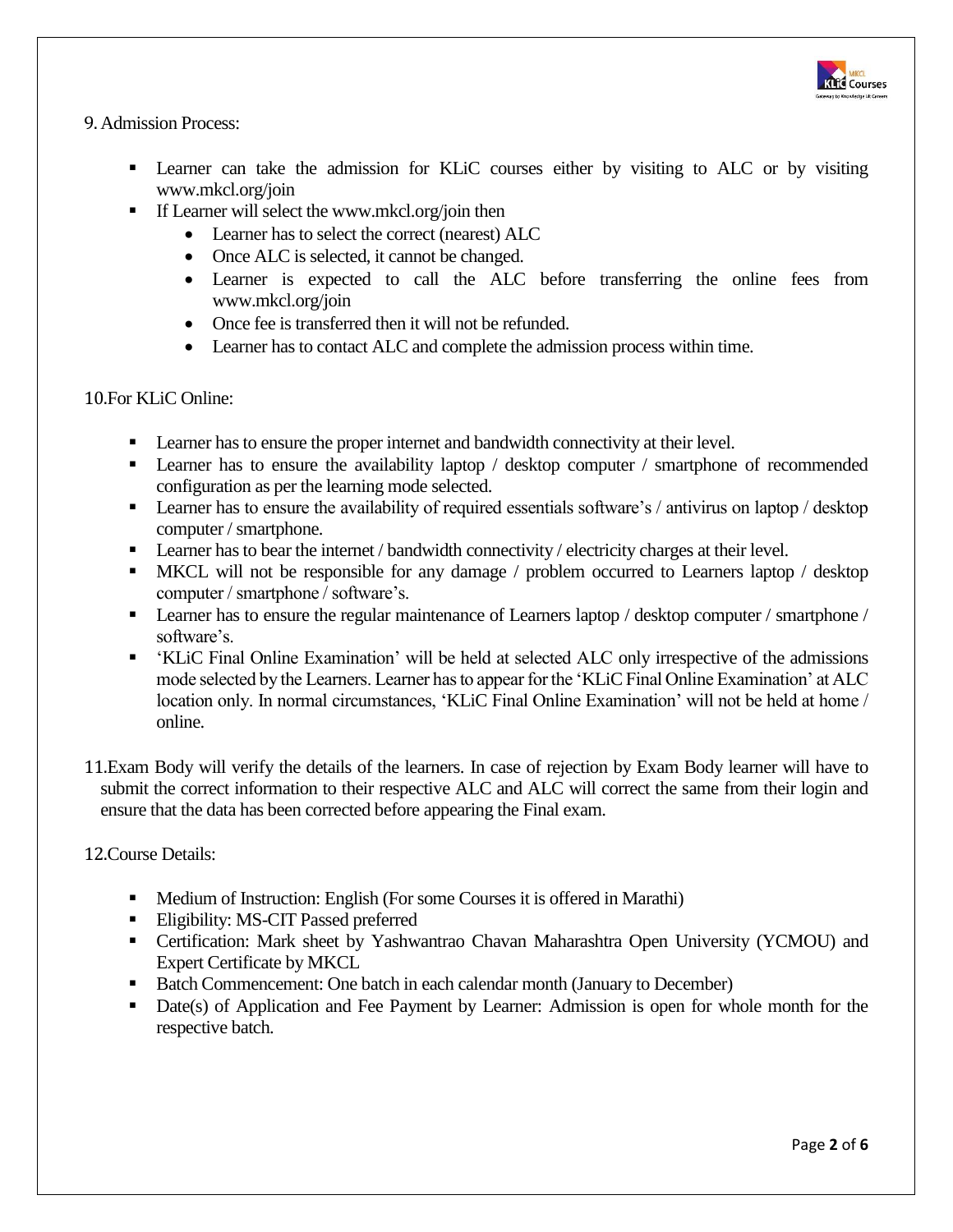9. Admission Process:

- Learner can take the admission for KLiC courses either by visiting to ALC or by visiting www.mkcl.org/join
- If Learner will select the www.mkcl.org/join then
  - Learner has to select the correct (nearest) ALC
  - Once ALC is selected, it cannot be changed.
  - Learner is expected to call the ALC before transferring the online fees from www.mkcl.org/join
  - Once fee is transferred then it will not be refunded.
  - Learner has to contact ALC and complete the admission process within time.

10. For KLiC Online:

- Learner has to ensure the proper internet and bandwidth connectivity at their level.
- Learner has to ensure the availability laptop / desktop computer / smartphone of recommended configuration as per the learning mode selected.
- Learner has to ensure the availability of required essentials software's / antivirus on laptop / desktop computer / smartphone.
- Learner has to bear the internet / bandwidth connectivity / electricity charges at their level.
- MKCL will not be responsible for any damage / problem occurred to Learners laptop / desktop computer / smartphone / software's.
- Learner has to ensure the regular maintenance of Learners laptop / desktop computer / smartphone / software's.
- 'KLiC Final Online Examination' will be held at selected ALC only irrespective of the admissions mode selected by the Learners. Learner has to appear for the 'KLiC Final Online Examination' at ALC location only. In normal circumstances, 'KLiC Final Online Examination' will not be held at home / online.

11. Exam Body will verify the details of the learners. In case of rejection by Exam Body learner will have to submit the correct information to their respective ALC and ALC will correct the same from their login and ensure that the data has been corrected before appearing the Final exam.

12. Course Details:

- Medium of Instruction: English (For some Courses it is offered in Marathi)
- Eligibility: MS-CIT Passed preferred
- Certification: Mark sheet by Yashwantrao Chavan Maharashtra Open University (YCMOU) and Expert Certificate by MKCL
- Batch Commencement: One batch in each calendar month (January to December)
- Date(s) of Application and Fee Payment by Learner: Admission is open for whole month for the respective batch.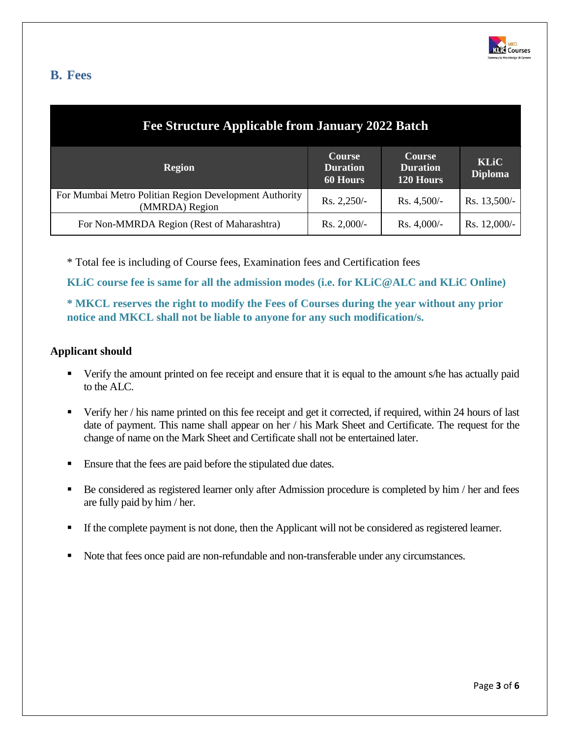## B. Fees

| Fee Structure Applicable from January 2022 Batch | | | |
|---|---|---|---|
| **Region** | **Course Duration 60 Hours** | **Course Duration 120 Hours** | **KLiC Diploma** |
| For Mumbai Metro Politian Region Development Authority (MMRDA) Region | Rs. 2,250/- | Rs. 4,500/- | Rs. 13,500/- |
| For Non-MMRDA Region (Rest of Maharashtra) | Rs. 2,000/- | Rs. 4,000/- | Rs. 12,000/- |

\* Total fee is including of Course fees, Examination fees and Certification fees

**KLiC course fee is same for all the admission modes (i.e. for KLiC@ALC and KLiC Online)**

**\* MKCL reserves the right to modify the Fees of Courses during the year without any prior notice and MKCL shall not be liable to anyone for any such modification/s.**

**Applicant should**

- Verify the amount printed on fee receipt and ensure that it is equal to the amount s/he has actually paid to the ALC.
- Verify her / his name printed on this fee receipt and get it corrected, if required, within 24 hours of last date of payment. This name shall appear on her / his Mark Sheet and Certificate. The request for the change of name on the Mark Sheet and Certificate shall not be entertained later.
- Ensure that the fees are paid before the stipulated due dates.
- Be considered as registered learner only after Admission procedure is completed by him / her and fees are fully paid by him / her.
- If the complete payment is not done, then the Applicant will not be considered as registered learner.
- Note that fees once paid are non-refundable and non-transferable under any circumstances.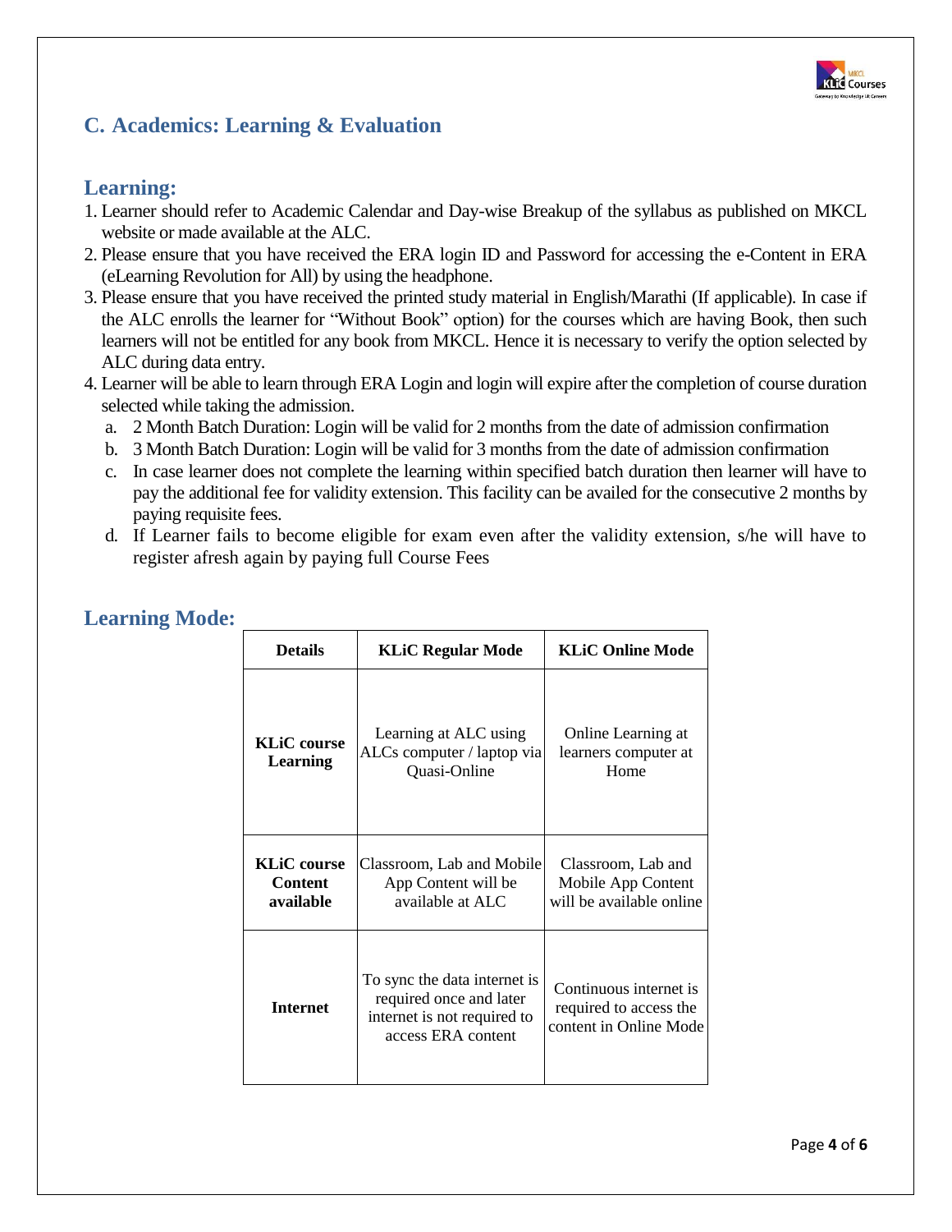## C. Academics: Learning & Evaluation

### Learning:

1. Learner should refer to Academic Calendar and Day-wise Breakup of the syllabus as published on MKCL website or made available at the ALC.
2. Please ensure that you have received the ERA login ID and Password for accessing the e-Content in ERA (eLearning Revolution for All) by using the headphone.
3. Please ensure that you have received the printed study material in English/Marathi (If applicable). In case if the ALC enrolls the learner for "Without Book" option) for the courses which are having Book, then such learners will not be entitled for any book from MKCL. Hence it is necessary to verify the option selected by ALC during data entry.
4. Learner will be able to learn through ERA Login and login will expire after the completion of course duration selected while taking the admission.
   a. 2 Month Batch Duration: Login will be valid for 2 months from the date of admission confirmation
   b. 3 Month Batch Duration: Login will be valid for 3 months from the date of admission confirmation
   c. In case learner does not complete the learning within specified batch duration then learner will have to pay the additional fee for validity extension. This facility can be availed for the consecutive 2 months by paying requisite fees.
   d. If Learner fails to become eligible for exam even after the validity extension, s/he will have to register afresh again by paying full Course Fees

### Learning Mode:

| Details | KLiC Regular Mode | KLiC Online Mode |
|---|---|---|
| **KLiC course Learning** | Learning at ALC using ALCs computer / laptop via Quasi-Online | Online Learning at learners computer at Home |
| **KLiC course Content available** | Classroom, Lab and Mobile App Content will be available at ALC | Classroom, Lab and Mobile App Content will be available online |
| **Internet** | To sync the data internet is required once and later internet is not required to access ERA content | Continuous internet is required to access the content in Online Mode |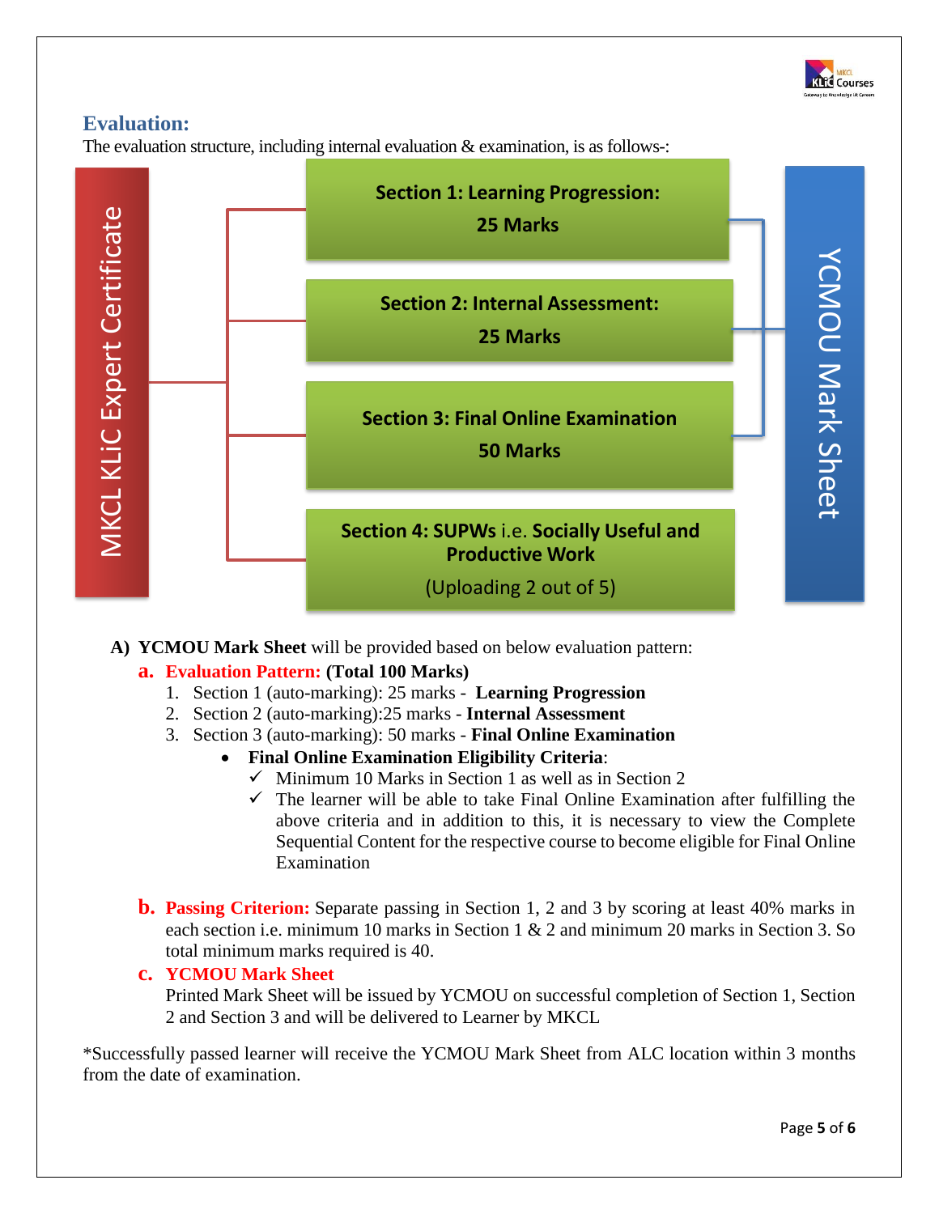## Evaluation:

The evaluation structure, including internal evaluation & examination, is as follows-:

MKCL KLiC Expert Certificate

- **Section 1: Learning Progression: 25 Marks**
- **Section 2: Internal Assessment: 25 Marks**
- **Section 3: Final Online Examination 50 Marks**
- **Section 4: SUPWs** i.e. **Socially Useful and Productive Work** (Uploading 2 out of 5)

Sections 1, 2 and 3 → YCMOU Mark Sheet

**A) YCMOU Mark Sheet** will be provided based on below evaluation pattern:

**a. Evaluation Pattern: (Total 100 Marks)**

1. Section 1 (auto-marking): 25 marks - **Learning Progression**
2. Section 2 (auto-marking):25 marks - **Internal Assessment**
3. Section 3 (auto-marking): 50 marks - **Final Online Examination**
   - **Final Online Examination Eligibility Criteria**:
     - ✓ Minimum 10 Marks in Section 1 as well as in Section 2
     - ✓ The learner will be able to take Final Online Examination after fulfilling the above criteria and in addition to this, it is necessary to view the Complete Sequential Content for the respective course to become eligible for Final Online Examination

**b. Passing Criterion:** Separate passing in Section 1, 2 and 3 by scoring at least 40% marks in each section i.e. minimum 10 marks in Section 1 & 2 and minimum 20 marks in Section 3. So total minimum marks required is 40.

**c. YCMOU Mark Sheet**

Printed Mark Sheet will be issued by YCMOU on successful completion of Section 1, Section 2 and Section 3 and will be delivered to Learner by MKCL

*Successfully passed learner will receive the YCMOU Mark Sheet from ALC location within 3 months from the date of examination.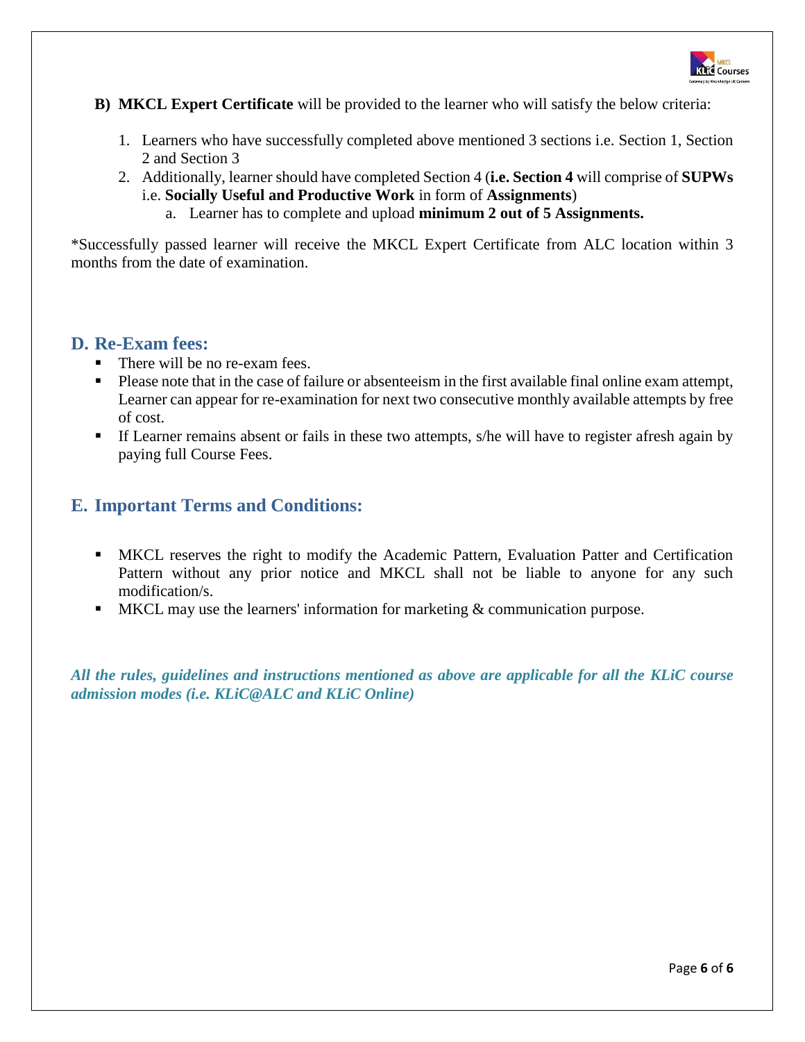**B) MKCL Expert Certificate** will be provided to the learner who will satisfy the below criteria:

1. Learners who have successfully completed above mentioned 3 sections i.e. Section 1, Section 2 and Section 3
2. Additionally, learner should have completed Section 4 (**i.e. Section 4** will comprise of **SUPWs** i.e. **Socially Useful and Productive Work** in form of **Assignments**)
   a. Learner has to complete and upload **minimum 2 out of 5 Assignments.**

*Successfully passed learner will receive the MKCL Expert Certificate from ALC location within 3 months from the date of examination.

## D. Re-Exam fees:

- There will be no re-exam fees.
- Please note that in the case of failure or absenteeism in the first available final online exam attempt, Learner can appear for re-examination for next two consecutive monthly available attempts by free of cost.
- If Learner remains absent or fails in these two attempts, s/he will have to register afresh again by paying full Course Fees.

## E. Important Terms and Conditions:

- MKCL reserves the right to modify the Academic Pattern, Evaluation Patter and Certification Pattern without any prior notice and MKCL shall not be liable to anyone for any such modification/s.
- MKCL may use the learners' information for marketing & communication purpose.

***All the rules, guidelines and instructions mentioned as above are applicable for all the KLiC course admission modes (i.e. KLiC@ALC and KLiC Online)***